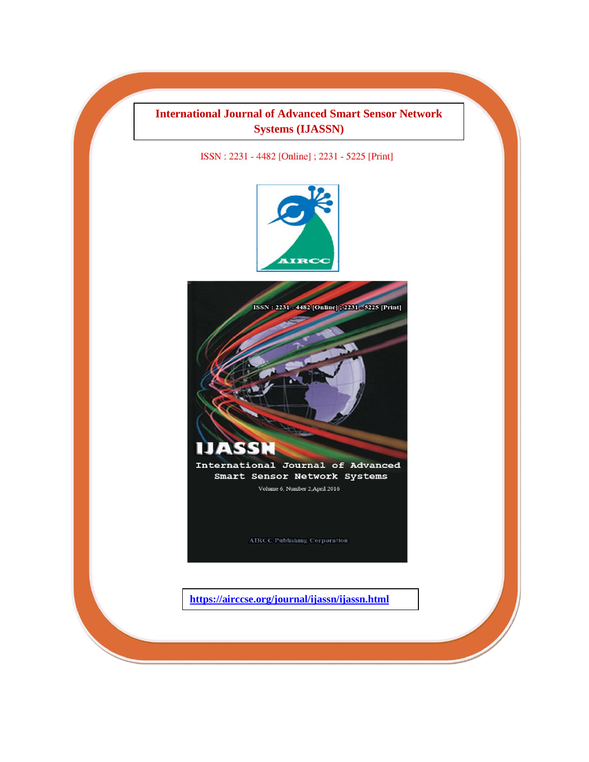# International Journal of Advanced Smart Sensor Network Systems (IJASSN)

ISSN : 2231 - 4482 [Online] ; 2231 - 5225 [Print]

AIRCC

ISSN : 2231 - 4482 [Online] ; 2231 - 5225 [Print]

IJASSN

International Journal of Advanced Smart Sensor Network Systems

Volume 6, Number 2,April 2016

AIRCC Publishing Corporation

https://airccse.org/journal/ijassn/ijassn.html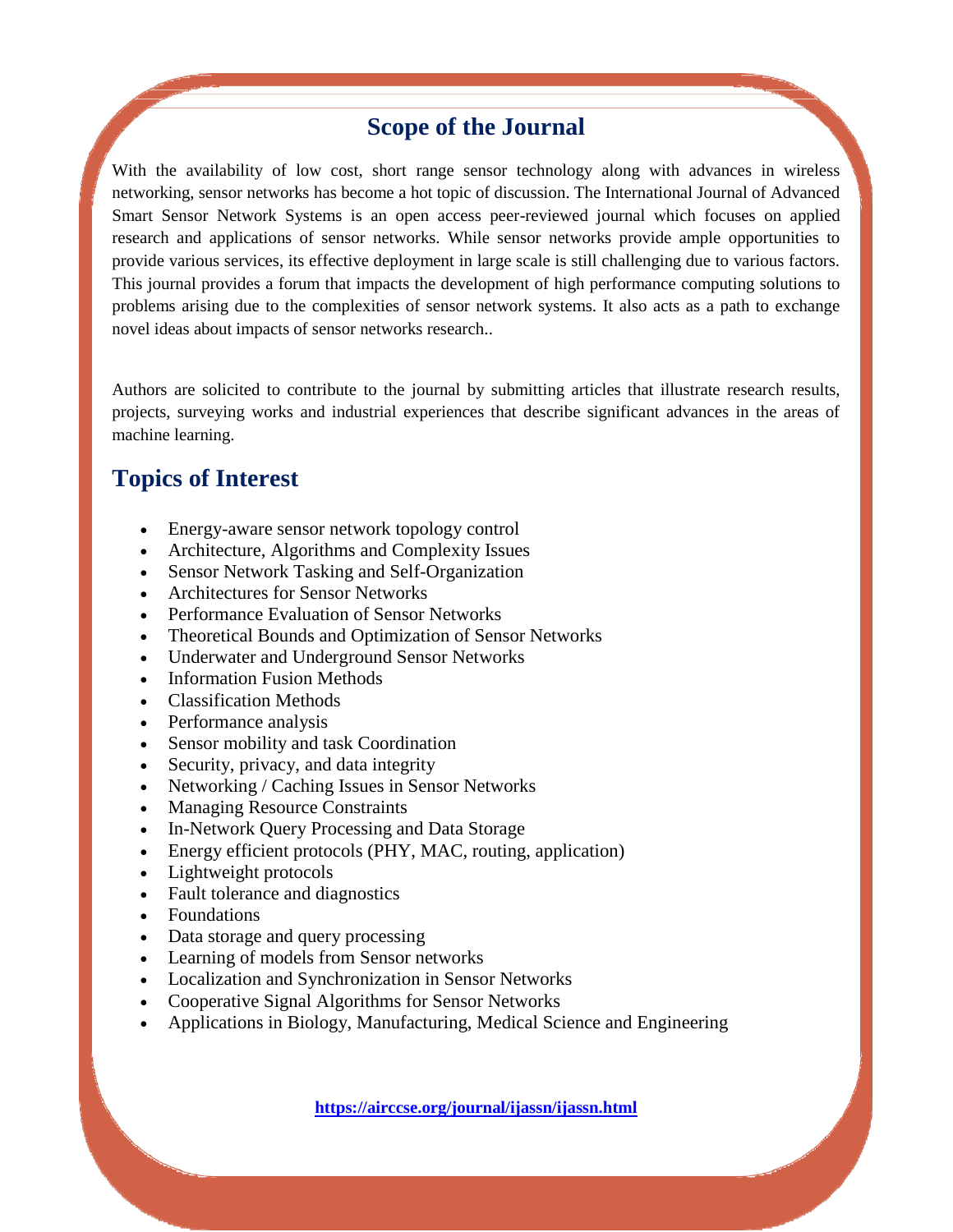## Scope of the Journal

With the availability of low cost, short range sensor technology along with advances in wireless networking, sensor networks has become a hot topic of discussion. The International Journal of Advanced Smart Sensor Network Systems is an open access peer-reviewed journal which focuses on applied research and applications of sensor networks. While sensor networks provide ample opportunities to provide various services, its effective deployment in large scale is still challenging due to various factors. This journal provides a forum that impacts the development of high performance computing solutions to problems arising due to the complexities of sensor network systems. It also acts as a path to exchange novel ideas about impacts of sensor networks research..

Authors are solicited to contribute to the journal by submitting articles that illustrate research results, projects, surveying works and industrial experiences that describe significant advances in the areas of machine learning.

## Topics of Interest

- Energy-aware sensor network topology control
- Architecture, Algorithms and Complexity Issues
- Sensor Network Tasking and Self-Organization
- Architectures for Sensor Networks
- Performance Evaluation of Sensor Networks
- Theoretical Bounds and Optimization of Sensor Networks
- Underwater and Underground Sensor Networks
- Information Fusion Methods
- Classification Methods
- Performance analysis
- Sensor mobility and task Coordination
- Security, privacy, and data integrity
- Networking / Caching Issues in Sensor Networks
- Managing Resource Constraints
- In-Network Query Processing and Data Storage
- Energy efficient protocols (PHY, MAC, routing, application)
- Lightweight protocols
- Fault tolerance and diagnostics
- Foundations
- Data storage and query processing
- Learning of models from Sensor networks
- Localization and Synchronization in Sensor Networks
- Cooperative Signal Algorithms for Sensor Networks
- Applications in Biology, Manufacturing, Medical Science and Engineering

**https://airccse.org/journal/ijassn/ijassn.html**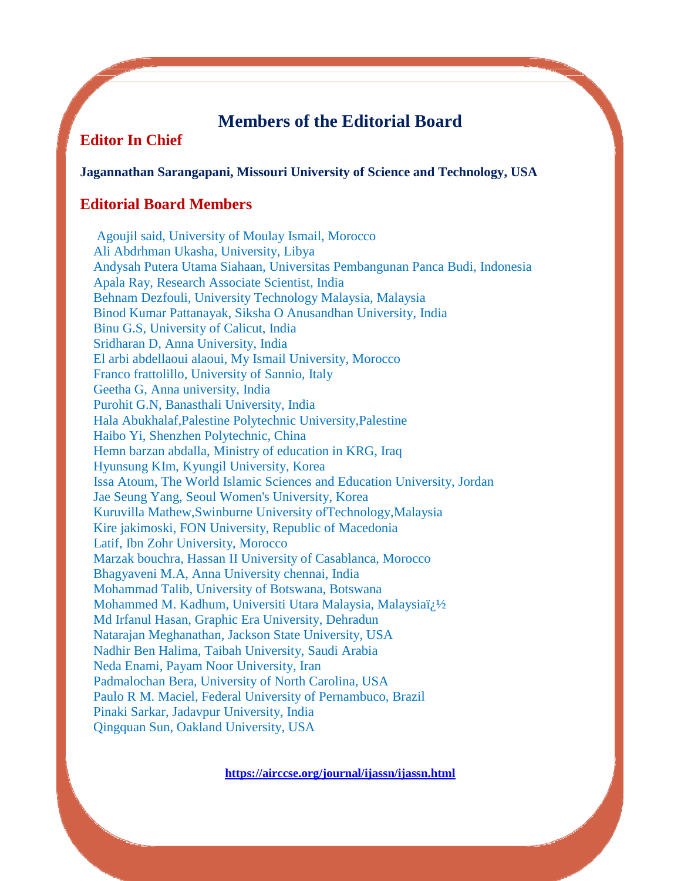# Members of the Editorial Board

## Editor In Chief

**Jagannathan Sarangapani, Missouri University of Science and Technology, USA**

## Editorial Board Members

Agoujil said, University of Moulay Ismail, Morocco
Ali Abdrhman Ukasha, University, Libya
Andysah Putera Utama Siahaan, Universitas Pembangunan Panca Budi, Indonesia
Apala Ray, Research Associate Scientist, India
Behnam Dezfouli, University Technology Malaysia, Malaysia
Binod Kumar Pattanayak, Siksha O Anusandhan University, India
Binu G.S, University of Calicut, India
Sridharan D, Anna University, India
El arbi abdellaoui alaoui, My Ismail University, Morocco
Franco frattolillo, University of Sannio, Italy
Geetha G, Anna university, India
Purohit G.N, Banasthali University, India
Hala Abukhalaf,Palestine Polytechnic University,Palestine
Haibo Yi, Shenzhen Polytechnic, China
Hemn barzan abdalla, Ministry of education in KRG, Iraq
Hyunsung KIm, Kyungil University, Korea
Issa Atoum, The World Islamic Sciences and Education University, Jordan
Jae Seung Yang, Seoul Women's University, Korea
Kuruvilla Mathew,Swinburne University ofTechnology,Malaysia
Kire jakimoski, FON University, Republic of Macedonia
Latif, Ibn Zohr University, Morocco
Marzak bouchra, Hassan II University of Casablanca, Morocco
Bhagyaveni M.A, Anna University chennai, India
Mohammad Talib, University of Botswana, Botswana
Mohammed M. Kadhum, Universiti Utara Malaysia, Malaysiaï¿½
Md Irfanul Hasan, Graphic Era University, Dehradun
Natarajan Meghanathan, Jackson State University, USA
Nadhir Ben Halima, Taibah University, Saudi Arabia
Neda Enami, Payam Noor University, Iran
Padmalochan Bera, University of North Carolina, USA
Paulo R M. Maciel, Federal University of Pernambuco, Brazil
Pinaki Sarkar, Jadavpur University, India
Qingquan Sun, Oakland University, USA

**https://airccse.org/journal/ijassn/ijassn.html**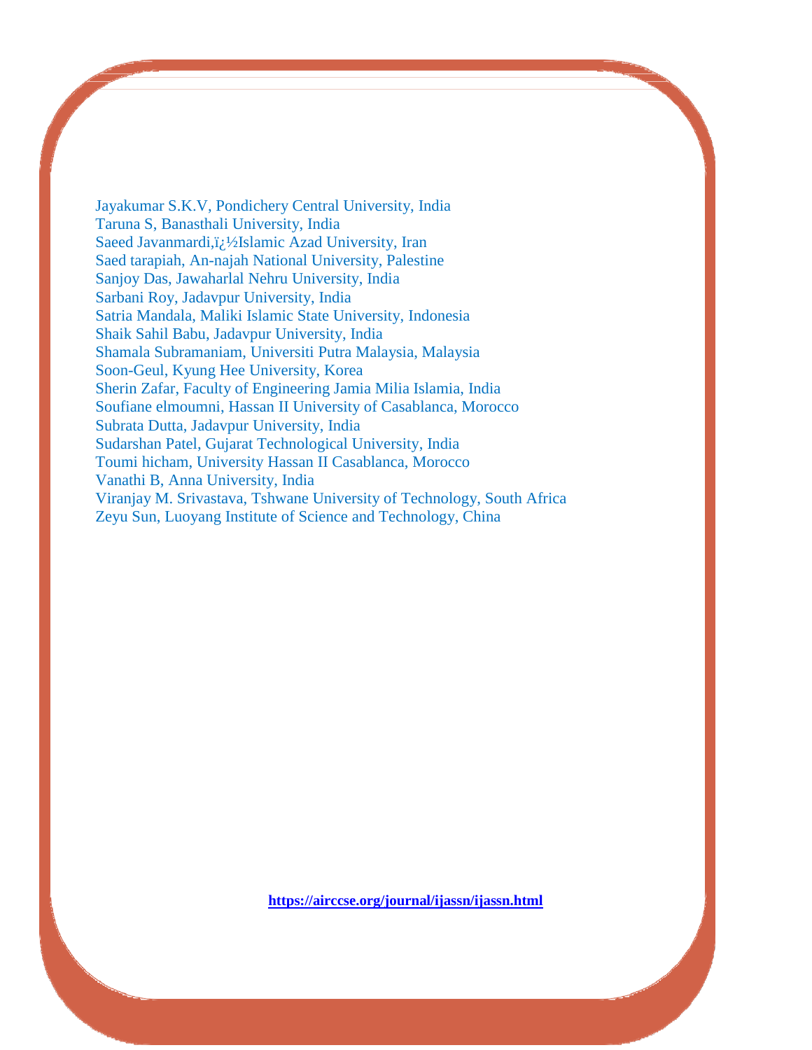Jayakumar S.K.V, Pondichery Central University, India
Taruna S, Banasthali University, India
Saeed Javanmardi,ï¿½Islamic Azad University, Iran
Saed tarapiah, An-najah National University, Palestine
Sanjoy Das, Jawaharlal Nehru University, India
Sarbani Roy, Jadavpur University, India
Satria Mandala, Maliki Islamic State University, Indonesia
Shaik Sahil Babu, Jadavpur University, India
Shamala Subramaniam, Universiti Putra Malaysia, Malaysia
Soon-Geul, Kyung Hee University, Korea
Sherin Zafar, Faculty of Engineering Jamia Milia Islamia, India
Soufiane elmoumni, Hassan II University of Casablanca, Morocco
Subrata Dutta, Jadavpur University, India
Sudarshan Patel, Gujarat Technological University, India
Toumi hicham, University Hassan II Casablanca, Morocco
Vanathi B, Anna University, India
Viranjay M. Srivastava, Tshwane University of Technology, South Africa
Zeyu Sun, Luoyang Institute of Science and Technology, China

**https://airccse.org/journal/ijassn/ijassn.html**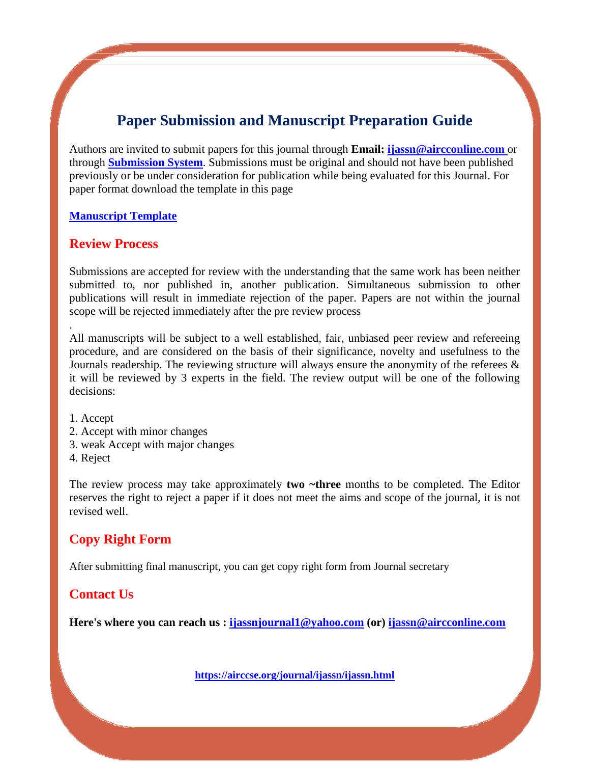# Paper Submission and Manuscript Preparation Guide

Authors are invited to submit papers for this journal through **Email: ijassn@aircconline.com** or through **Submission System**. Submissions must be original and should not have been published previously or be under consideration for publication while being evaluated for this Journal. For paper format download the template in this page

**Manuscript Template**

## Review Process

Submissions are accepted for review with the understanding that the same work has been neither submitted to, nor published in, another publication. Simultaneous submission to other publications will result in immediate rejection of the paper. Papers are not within the journal scope will be rejected immediately after the pre review process

.

All manuscripts will be subject to a well established, fair, unbiased peer review and refereeing procedure, and are considered on the basis of their significance, novelty and usefulness to the Journals readership. The reviewing structure will always ensure the anonymity of the referees & it will be reviewed by 3 experts in the field. The review output will be one of the following decisions:

1. Accept
2. Accept with minor changes
3. weak Accept with major changes
4. Reject

The review process may take approximately **two ~three** months to be completed. The Editor reserves the right to reject a paper if it does not meet the aims and scope of the journal, it is not revised well.

## Copy Right Form

After submitting final manuscript, you can get copy right form from Journal secretary

## Contact Us

**Here's where you can reach us : ijassnjournal1@yahoo.com (or) ijassn@aircconline.com**

**https://airccse.org/journal/ijassn/ijassn.html**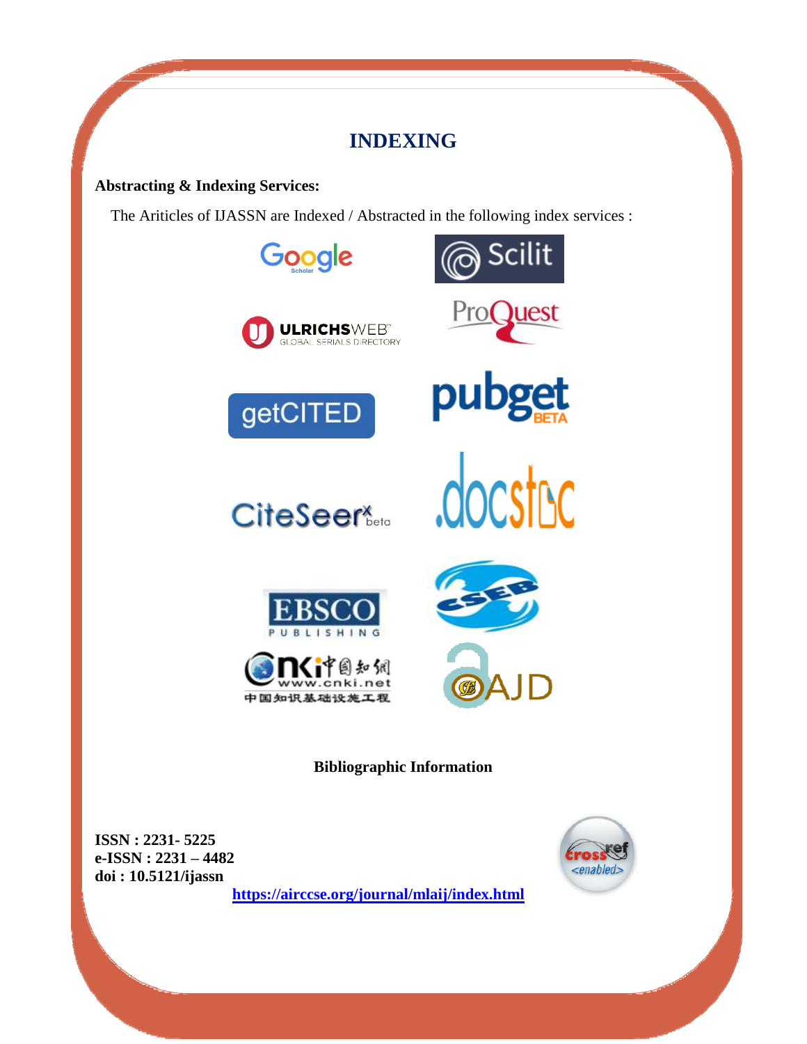# INDEXING

**Abstracting & Indexing Services:**

The Ariticles of IJASSN are Indexed / Abstracted in the following index services :

**Bibliographic Information**

**ISSN : 2231- 5225**
**e-ISSN : 2231 – 4482**
**doi : 10.5121/ijassn**

**https://airccse.org/journal/mlaij/index.html**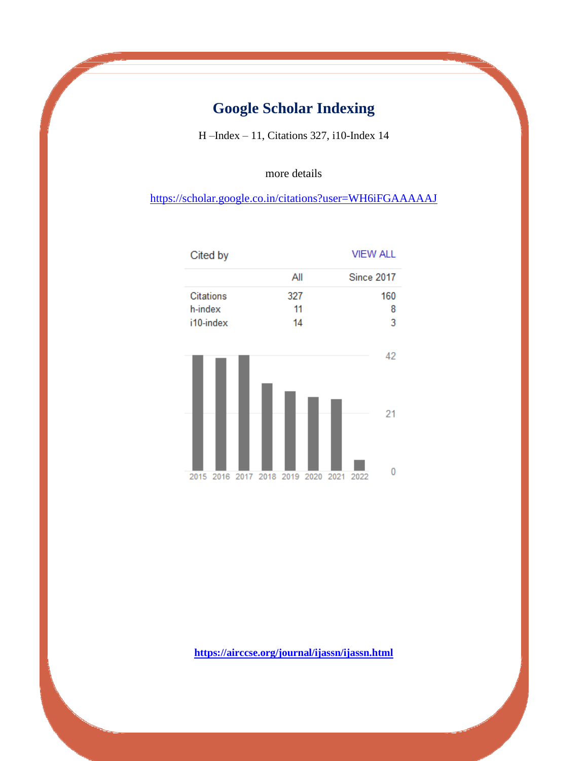## Google Scholar Indexing

H –Index – 11, Citations 327, i10-Index 14

more details

https://scholar.google.co.in/citations?user=WH6iFGAAAAAJ

Cited by VIEW ALL

| | All | Since 2017 |
|---|---|---|
| Citations | 327 | 160 |
| h-index | 11 | 8 |
| i10-index | 14 | 3 |

42

21

0

2015 2016 2017 2018 2019 2020 2021 2022

**https://airccse.org/journal/ijassn/ijassn.html**